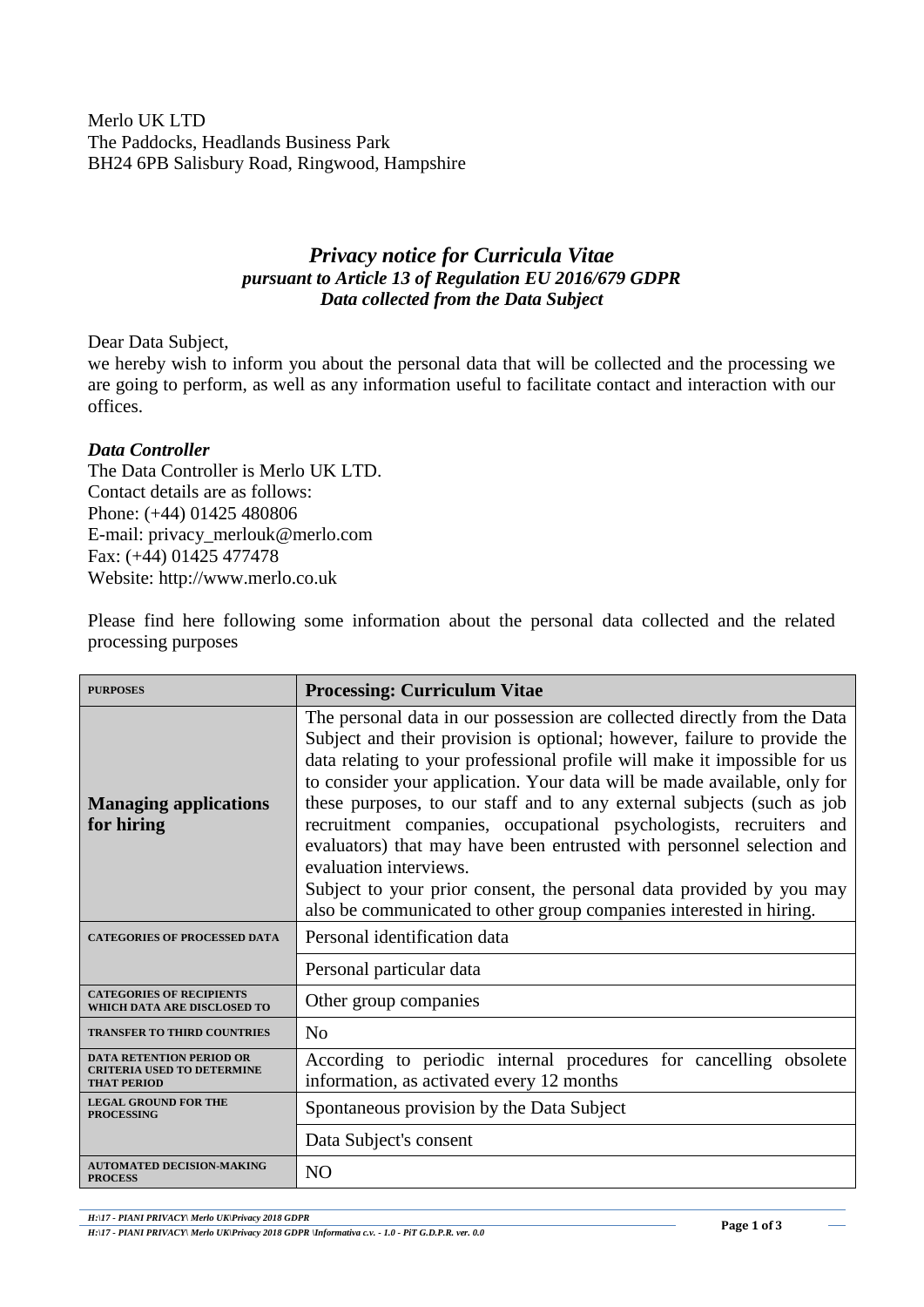Merlo UK LTD
The Paddocks, Headlands Business Park
BH24 6PB Salisbury Road, Ringwood, Hampshire

## *Privacy notice for Curricula Vitae*

***pursuant to Article 13 of Regulation EU 2016/679 GDPR***
***Data collected from the Data Subject***

Dear Data Subject,
we hereby wish to inform you about the personal data that will be collected and the processing we are going to perform, as well as any information useful to facilitate contact and interaction with our offices.

***Data Controller***
The Data Controller is Merlo UK LTD.
Contact details are as follows:
Phone: (+44) 01425 480806
E-mail: privacy_merlouk@merlo.com
Fax: (+44) 01425 477478
Website: http://www.merlo.co.uk

Please find here following some information about the personal data collected and the related processing purposes

| PURPOSES | Processing: Curriculum Vitae |
|---|---|
| **Managing applications for hiring** | The personal data in our possession are collected directly from the Data Subject and their provision is optional; however, failure to provide the data relating to your professional profile will make it impossible for us to consider your application. Your data will be made available, only for these purposes, to our staff and to any external subjects (such as job recruitment companies, occupational psychologists, recruiters and evaluators) that may have been entrusted with personnel selection and evaluation interviews.<br>Subject to your prior consent, the personal data provided by you may also be communicated to other group companies interested in hiring. |
| CATEGORIES OF PROCESSED DATA | Personal identification data |
| | Personal particular data |
| CATEGORIES OF RECIPIENTS WHICH DATA ARE DISCLOSED TO | Other group companies |
| TRANSFER TO THIRD COUNTRIES | No |
| DATA RETENTION PERIOD OR CRITERIA USED TO DETERMINE THAT PERIOD | According to periodic internal procedures for cancelling obsolete information, as activated every 12 months |
| LEGAL GROUND FOR THE PROCESSING | Spontaneous provision by the Data Subject |
| | Data Subject's consent |
| AUTOMATED DECISION-MAKING PROCESS | NO |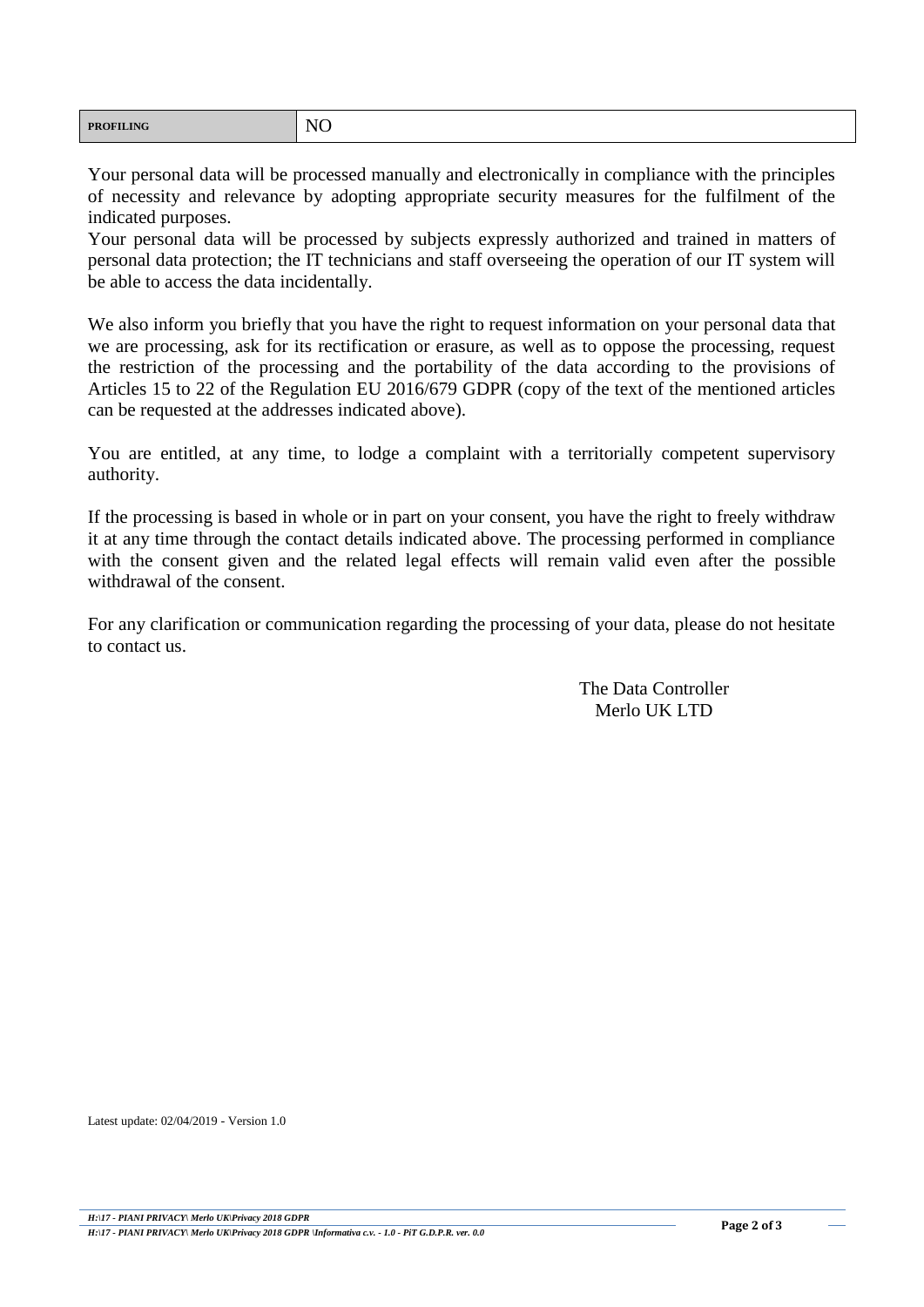| **PROFILING** | NO |
|---|---|

Your personal data will be processed manually and electronically in compliance with the principles of necessity and relevance by adopting appropriate security measures for the fulfilment of the indicated purposes.
Your personal data will be processed by subjects expressly authorized and trained in matters of personal data protection; the IT technicians and staff overseeing the operation of our IT system will be able to access the data incidentally.

We also inform you briefly that you have the right to request information on your personal data that we are processing, ask for its rectification or erasure, as well as to oppose the processing, request the restriction of the processing and the portability of the data according to the provisions of Articles 15 to 22 of the Regulation EU 2016/679 GDPR (copy of the text of the mentioned articles can be requested at the addresses indicated above).

You are entitled, at any time, to lodge a complaint with a territorially competent supervisory authority.

If the processing is based in whole or in part on your consent, you have the right to freely withdraw it at any time through the contact details indicated above. The processing performed in compliance with the consent given and the related legal effects will remain valid even after the possible withdrawal of the consent.

For any clarification or communication regarding the processing of your data, please do not hesitate to contact us.

The Data Controller
Merlo UK LTD

Latest update: 02/04/2019 - Version 1.0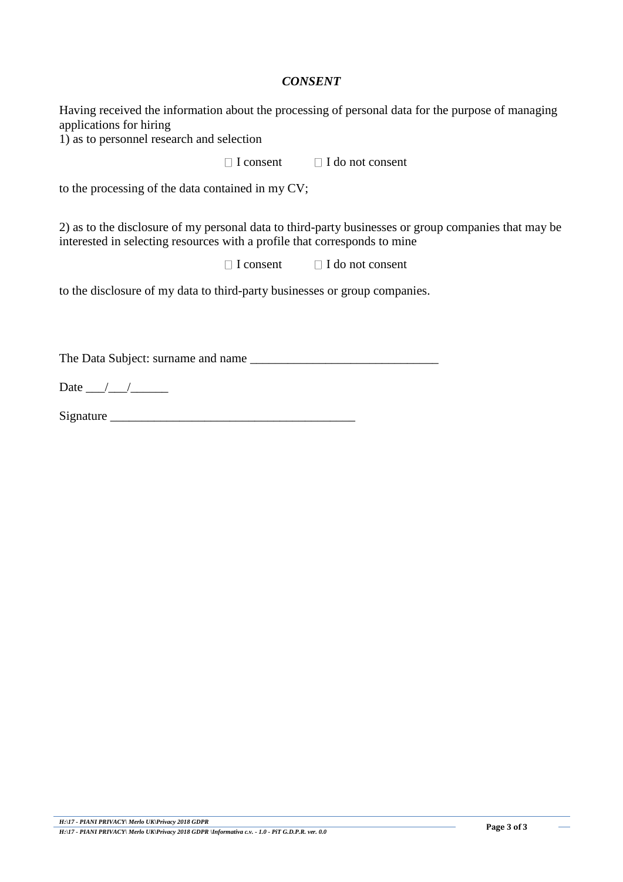***CONSENT***

Having received the information about the processing of personal data for the purpose of managing applications for hiring
1) as to personnel research and selection

□ I consent □ I do not consent

to the processing of the data contained in my CV;

2) as to the disclosure of my personal data to third-party businesses or group companies that may be interested in selecting resources with a profile that corresponds to mine

□ I consent □ I do not consent

to the disclosure of my data to third-party businesses or group companies.

The Data Subject: surname and name ______________________________

Date ___/___/______

Signature _______________________________________